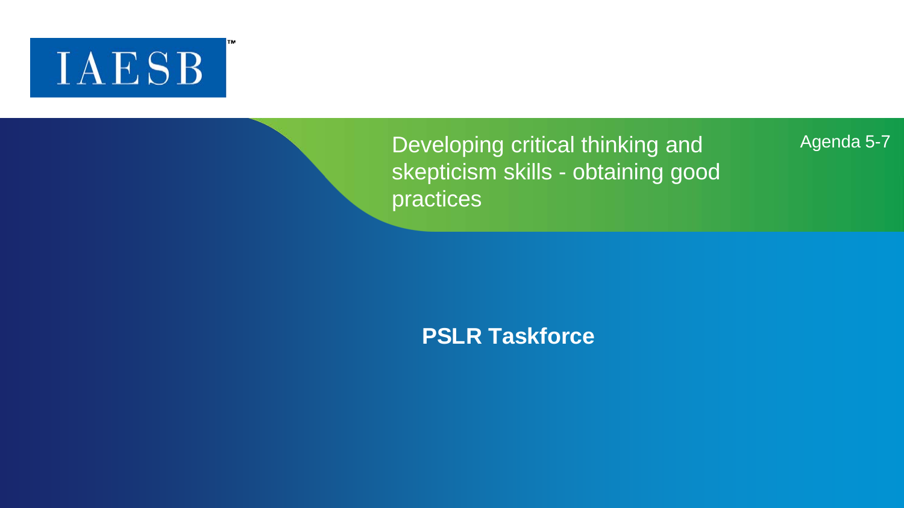IAESB

Agenda 5-7

# Developing critical thinking and skepticism skills - obtaining good practices

**PSLR Taskforce**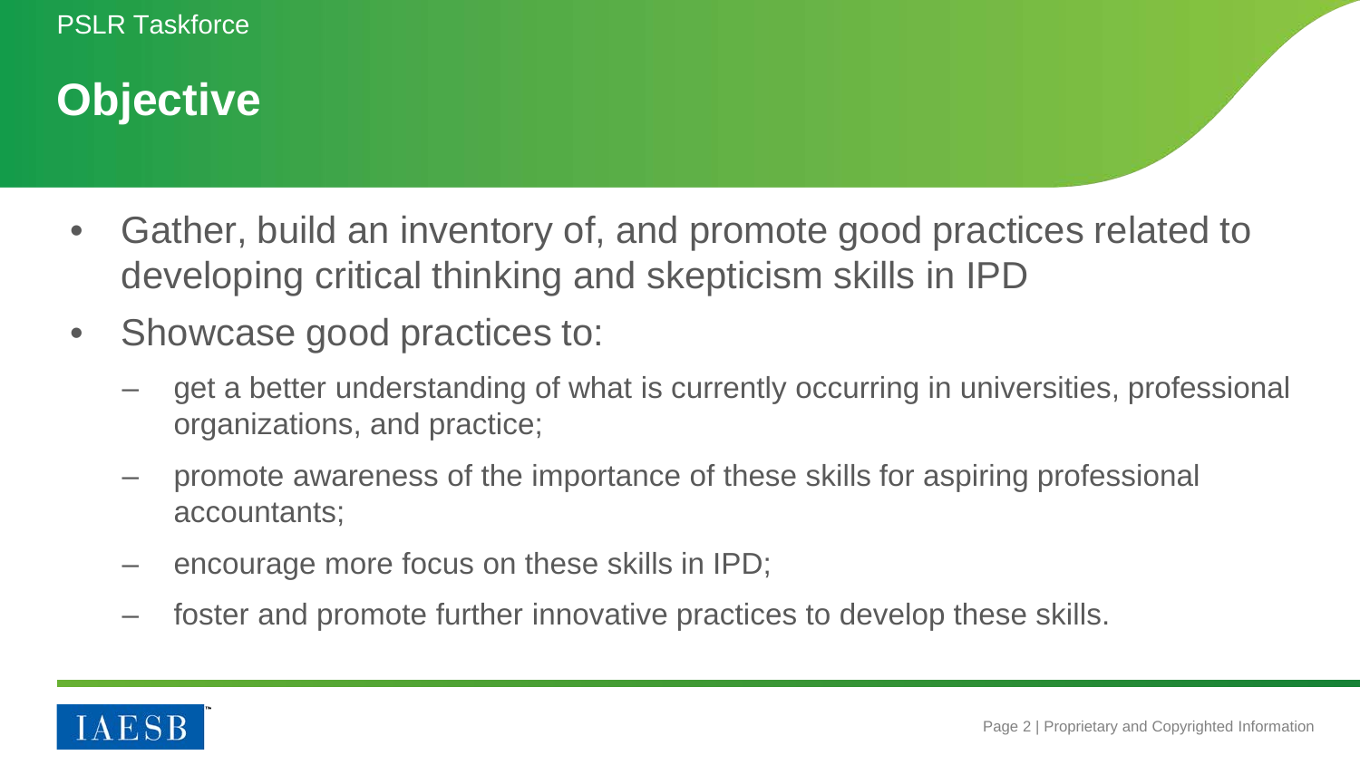# Objective

- Gather, build an inventory of, and promote good practices related to developing critical thinking and skepticism skills in IPD
- Showcase good practices to:
  - get a better understanding of what is currently occurring in universities, professional organizations, and practice;
  - promote awareness of the importance of these skills for aspiring professional accountants;
  - encourage more focus on these skills in IPD;
  - foster and promote further innovative practices to develop these skills.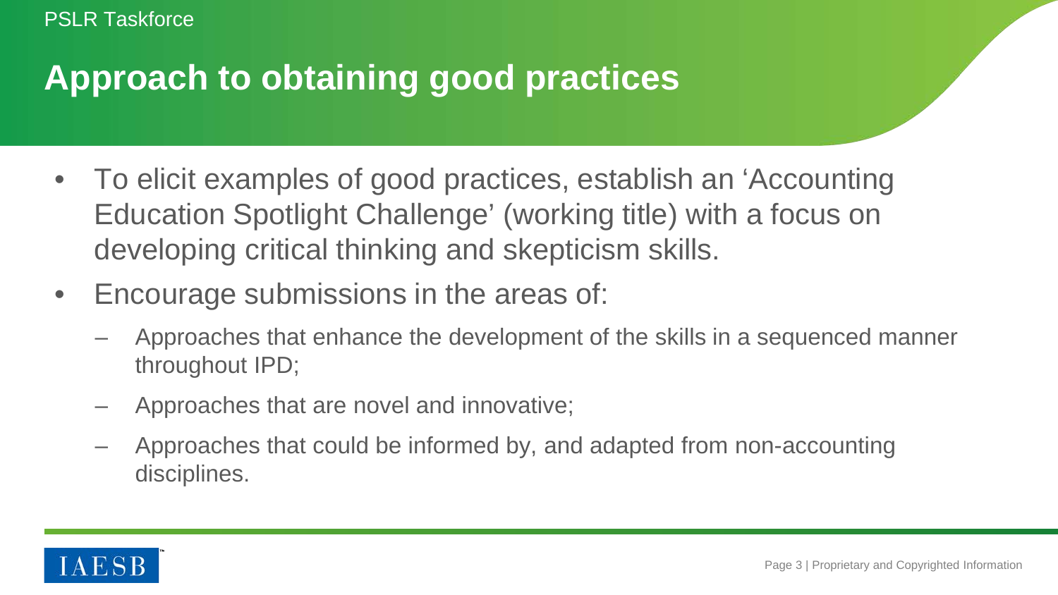# Approach to obtaining good practices

- To elicit examples of good practices, establish an ‘Accounting Education Spotlight Challenge’ (working title) with a focus on developing critical thinking and skepticism skills.
- Encourage submissions in the areas of:
  - Approaches that enhance the development of the skills in a sequenced manner throughout IPD;
  - Approaches that are novel and innovative;
  - Approaches that could be informed by, and adapted from non-accounting disciplines.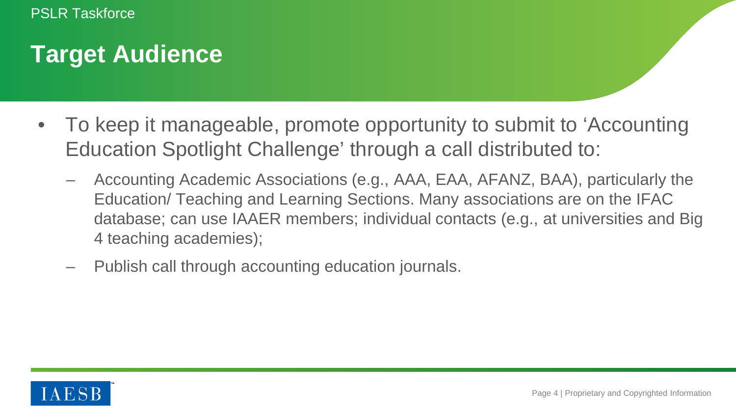# Target Audience

- To keep it manageable, promote opportunity to submit to 'Accounting Education Spotlight Challenge' through a call distributed to:
  - Accounting Academic Associations (e.g., AAA, EAA, AFANZ, BAA), particularly the Education/ Teaching and Learning Sections. Many associations are on the IFAC database; can use IAAER members; individual contacts (e.g., at universities and Big 4 teaching academies);
  - Publish call through accounting education journals.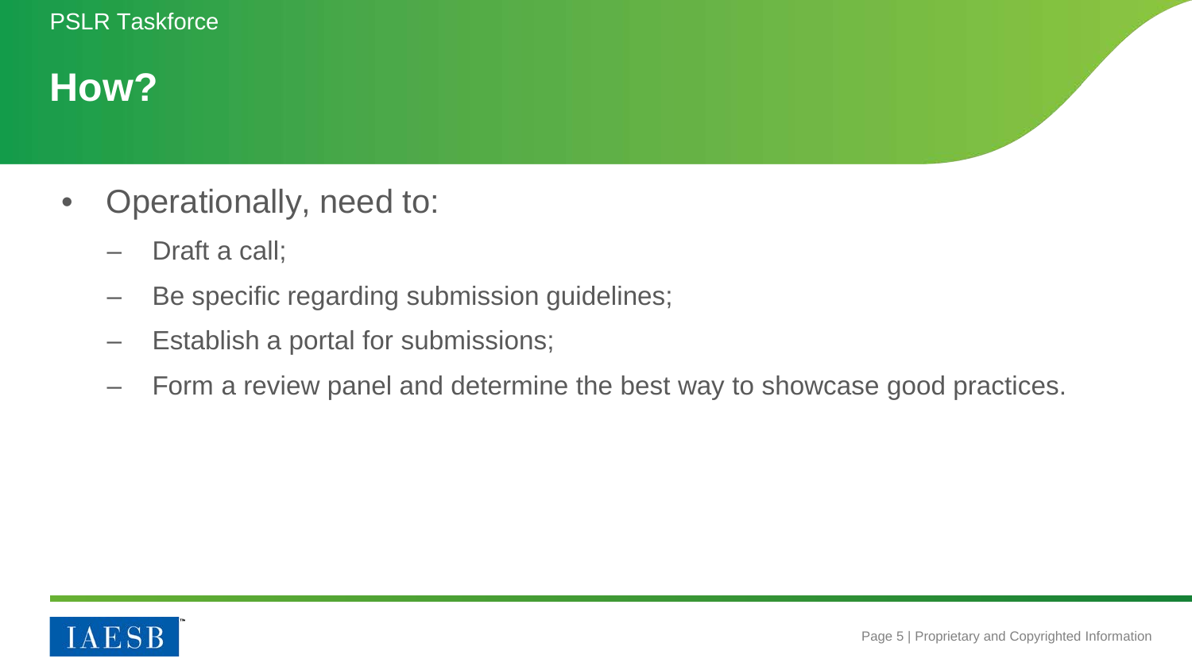## How?

- Operationally, need to:
  - Draft a call;
  - Be specific regarding submission guidelines;
  - Establish a portal for submissions;
  - Form a review panel and determine the best way to showcase good practices.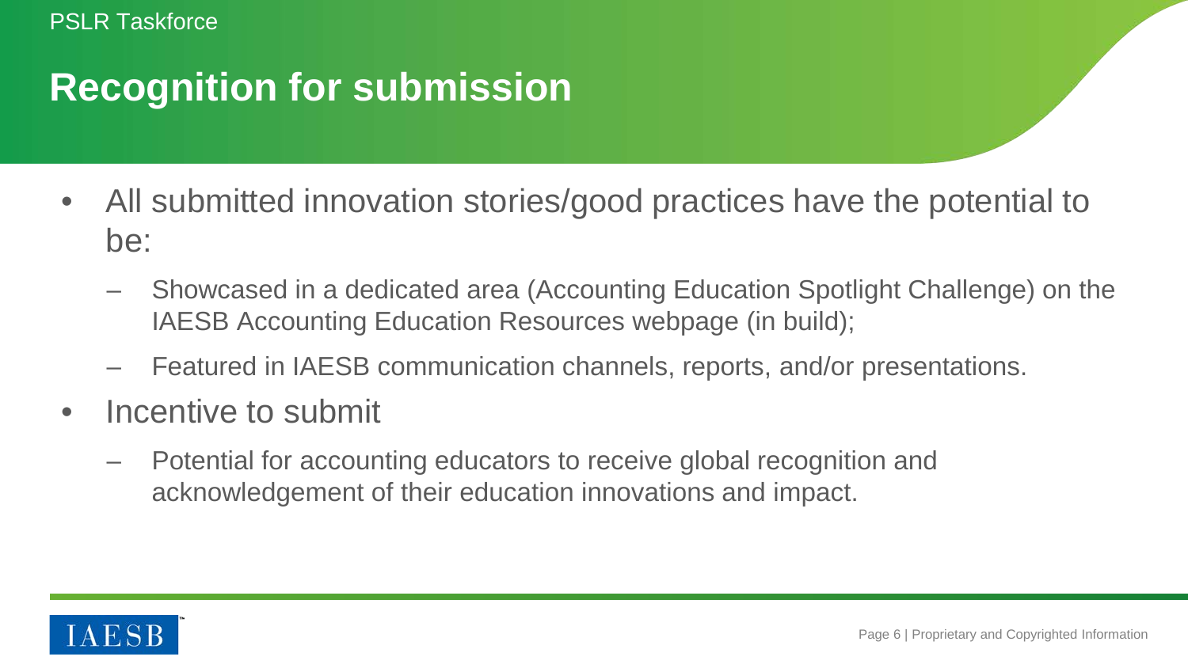# Recognition for submission

- All submitted innovation stories/good practices have the potential to be:
  - Showcased in a dedicated area (Accounting Education Spotlight Challenge) on the IAESB Accounting Education Resources webpage (in build);
  - Featured in IAESB communication channels, reports, and/or presentations.
- Incentive to submit
  - Potential for accounting educators to receive global recognition and acknowledgement of their education innovations and impact.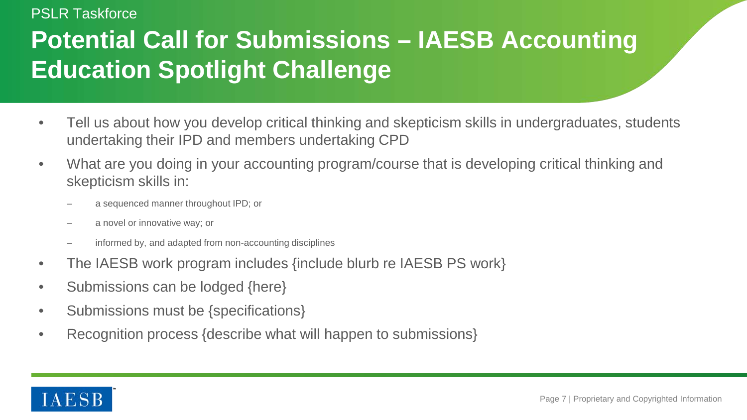PSLR Taskforce

# Potential Call for Submissions – IAESB Accounting Education Spotlight Challenge

- Tell us about how you develop critical thinking and skepticism skills in undergraduates, students undertaking their IPD and members undertaking CPD
- What are you doing in your accounting program/course that is developing critical thinking and skepticism skills in:
  - a sequenced manner throughout IPD; or
  - a novel or innovative way; or
  - informed by, and adapted from non-accounting disciplines
- The IAESB work program includes {include blurb re IAESB PS work}
- Submissions can be lodged {here}
- Submissions must be {specifications}
- Recognition process {describe what will happen to submissions}